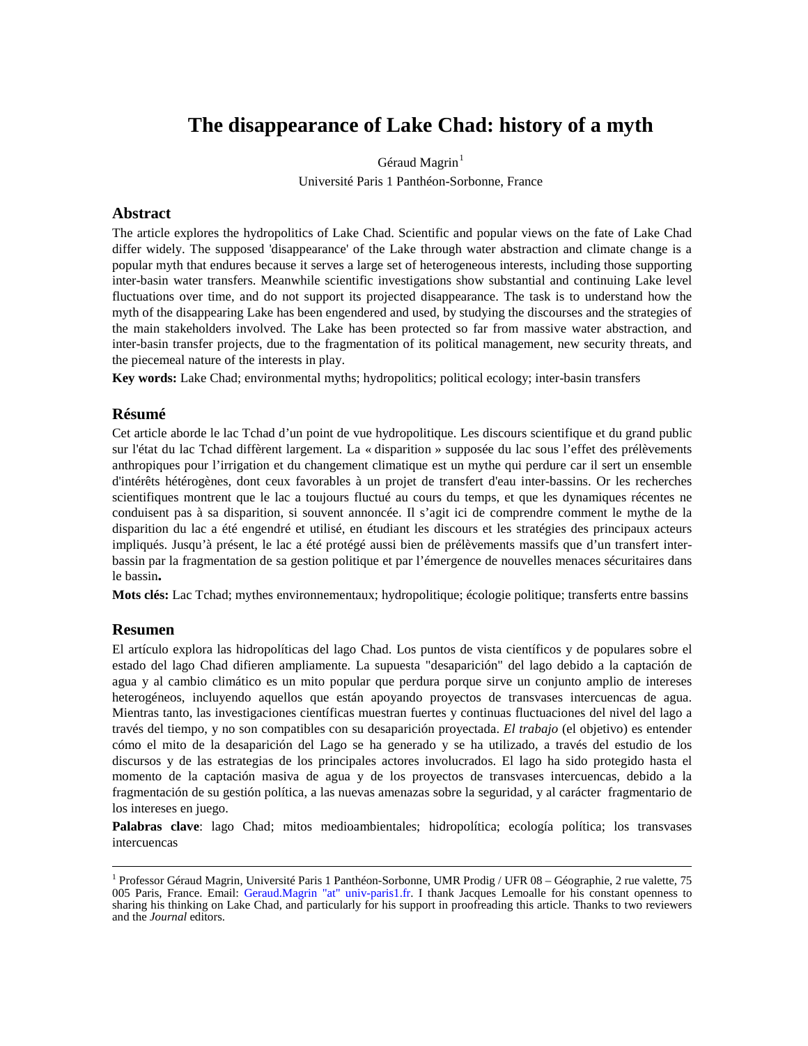# The disappearance of Lake Chad: history of a myth

Géraud Magrin[1]

Université Paris 1 Panthéon-Sorbonne, France

## Abstract

The article explores the hydropolitics of Lake Chad. Scientific and popular views on the fate of Lake Chad differ widely. The supposed 'disappearance' of the Lake through water abstraction and climate change is a popular myth that endures because it serves a large set of heterogeneous interests, including those supporting inter-basin water transfers. Meanwhile scientific investigations show substantial and continuing Lake level fluctuations over time, and do not support its projected disappearance. The task is to understand how the myth of the disappearing Lake has been engendered and used, by studying the discourses and the strategies of the main stakeholders involved. The Lake has been protected so far from massive water abstraction, and inter-basin transfer projects, due to the fragmentation of its political management, new security threats, and the piecemeal nature of the interests in play.

**Key words:** Lake Chad; environmental myths; hydropolitics; political ecology; inter-basin transfers

## Résumé

Cet article aborde le lac Tchad d'un point de vue hydropolitique. Les discours scientifique et du grand public sur l'état du lac Tchad diffèrent largement. La « disparition » supposée du lac sous l'effet des prélèvements anthropiques pour l'irrigation et du changement climatique est un mythe qui perdure car il sert un ensemble d'intérêts hétérogènes, dont ceux favorables à un projet de transfert d'eau inter-bassins. Or les recherches scientifiques montrent que le lac a toujours fluctué au cours du temps, et que les dynamiques récentes ne conduisent pas à sa disparition, si souvent annoncée. Il s'agit ici de comprendre comment le mythe de la disparition du lac a été engendré et utilisé, en étudiant les discours et les stratégies des principaux acteurs impliqués. Jusqu'à présent, le lac a été protégé aussi bien de prélèvements massifs que d'un transfert inter-bassin par la fragmentation de sa gestion politique et par l'émergence de nouvelles menaces sécuritaires dans le bassin**.**

**Mots clés:** Lac Tchad; mythes environnementaux; hydropolitique; écologie politique; transferts entre bassins

## Resumen

El artículo explora las hidropolíticas del lago Chad. Los puntos de vista científicos y de populares sobre el estado del lago Chad difieren ampliamente. La supuesta "desaparición" del lago debido a la captación de agua y al cambio climático es un mito popular que perdura porque sirve un conjunto amplio de intereses heterogéneos, incluyendo aquellos que están apoyando proyectos de transvases intercuencas de agua. Mientras tanto, las investigaciones científicas muestran fuertes y continuas fluctuaciones del nivel del lago a través del tiempo, y no son compatibles con su desaparición proyectada. *El trabajo* (el objetivo) es entender cómo el mito de la desaparición del Lago se ha generado y se ha utilizado, a través del estudio de los discursos y de las estrategias de los principales actores involucrados. El lago ha sido protegido hasta el momento de la captación masiva de agua y de los proyectos de transvases intercuencas, debido a la fragmentación de su gestión política, a las nuevas amenazas sobre la seguridad, y al carácter fragmentario de los intereses en juego.

**Palabras clave**: lago Chad; mitos medioambientales; hidropolítica; ecología política; los transvases intercuencas

---

[1] Professor Géraud Magrin, Université Paris 1 Panthéon-Sorbonne, UMR Prodig / UFR 08 – Géographie, 2 rue valette, 75 005 Paris, France. Email: Geraud.Magrin "at" univ-paris1.fr. I thank Jacques Lemoalle for his constant openness to sharing his thinking on Lake Chad, and particularly for his support in proofreading this article. Thanks to two reviewers and the *Journal* editors.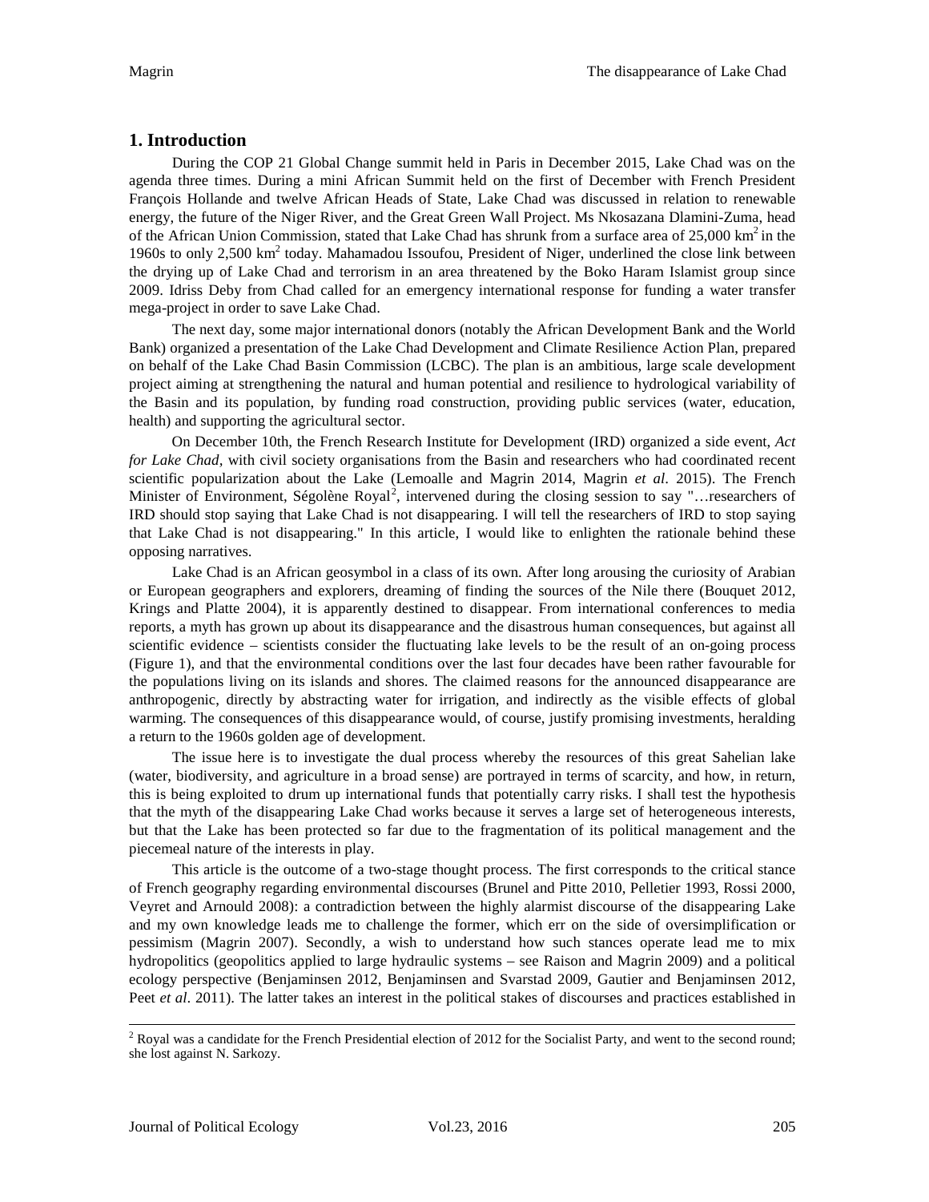## 1. Introduction

During the COP 21 Global Change summit held in Paris in December 2015, Lake Chad was on the agenda three times. During a mini African Summit held on the first of December with French President François Hollande and twelve African Heads of State, Lake Chad was discussed in relation to renewable energy, the future of the Niger River, and the Great Green Wall Project. Ms Nkosazana Dlamini-Zuma, head of the African Union Commission, stated that Lake Chad has shrunk from a surface area of 25,000 km$^2$ in the 1960s to only 2,500 km$^2$ today. Mahamadou Issoufou, President of Niger, underlined the close link between the drying up of Lake Chad and terrorism in an area threatened by the Boko Haram Islamist group since 2009. Idriss Deby from Chad called for an emergency international response for funding a water transfer mega-project in order to save Lake Chad.

The next day, some major international donors (notably the African Development Bank and the World Bank) organized a presentation of the Lake Chad Development and Climate Resilience Action Plan, prepared on behalf of the Lake Chad Basin Commission (LCBC). The plan is an ambitious, large scale development project aiming at strengthening the natural and human potential and resilience to hydrological variability of the Basin and its population, by funding road construction, providing public services (water, education, health) and supporting the agricultural sector.

On December 10th, the French Research Institute for Development (IRD) organized a side event, *Act for Lake Chad*, with civil society organisations from the Basin and researchers who had coordinated recent scientific popularization about the Lake (Lemoalle and Magrin 2014, Magrin *et al*. 2015). The French Minister of Environment, Ségolène Royal[2], intervened during the closing session to say "…researchers of IRD should stop saying that Lake Chad is not disappearing. I will tell the researchers of IRD to stop saying that Lake Chad is not disappearing." In this article, I would like to enlighten the rationale behind these opposing narratives.

Lake Chad is an African geosymbol in a class of its own. After long arousing the curiosity of Arabian or European geographers and explorers, dreaming of finding the sources of the Nile there (Bouquet 2012, Krings and Platte 2004), it is apparently destined to disappear. From international conferences to media reports, a myth has grown up about its disappearance and the disastrous human consequences, but against all scientific evidence – scientists consider the fluctuating lake levels to be the result of an on-going process (Figure 1), and that the environmental conditions over the last four decades have been rather favourable for the populations living on its islands and shores. The claimed reasons for the announced disappearance are anthropogenic, directly by abstracting water for irrigation, and indirectly as the visible effects of global warming. The consequences of this disappearance would, of course, justify promising investments, heralding a return to the 1960s golden age of development.

The issue here is to investigate the dual process whereby the resources of this great Sahelian lake (water, biodiversity, and agriculture in a broad sense) are portrayed in terms of scarcity, and how, in return, this is being exploited to drum up international funds that potentially carry risks. I shall test the hypothesis that the myth of the disappearing Lake Chad works because it serves a large set of heterogeneous interests, but that the Lake has been protected so far due to the fragmentation of its political management and the piecemeal nature of the interests in play.

This article is the outcome of a two-stage thought process. The first corresponds to the critical stance of French geography regarding environmental discourses (Brunel and Pitte 2010, Pelletier 1993, Rossi 2000, Veyret and Arnould 2008): a contradiction between the highly alarmist discourse of the disappearing Lake and my own knowledge leads me to challenge the former, which err on the side of oversimplification or pessimism (Magrin 2007). Secondly, a wish to understand how such stances operate lead me to mix hydropolitics (geopolitics applied to large hydraulic systems – see Raison and Magrin 2009) and a political ecology perspective (Benjaminsen 2012, Benjaminsen and Svarstad 2009, Gautier and Benjaminsen 2012, Peet *et al*. 2011). The latter takes an interest in the political stakes of discourses and practices established in

[2] Royal was a candidate for the French Presidential election of 2012 for the Socialist Party, and went to the second round; she lost against N. Sarkozy.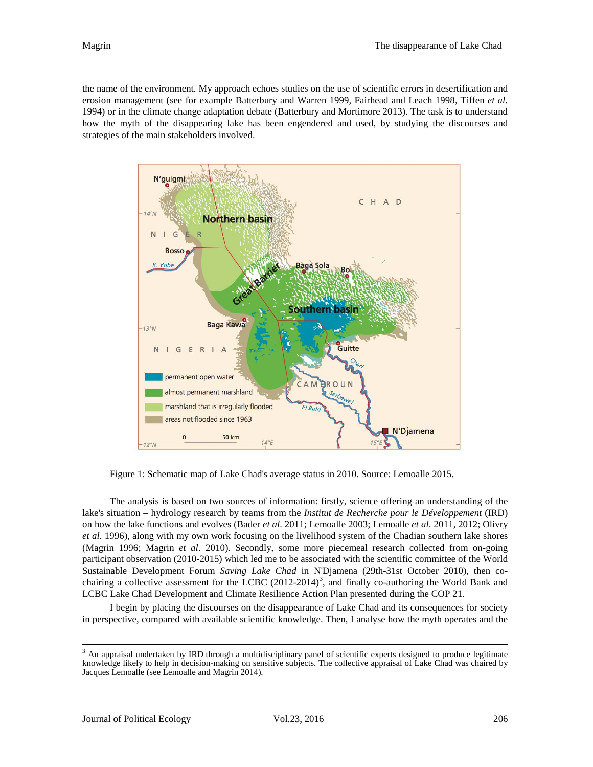the name of the environment. My approach echoes studies on the use of scientific errors in desertification and erosion management (see for example Batterbury and Warren 1999, Fairhead and Leach 1998, Tiffen *et al*. 1994) or in the climate change adaptation debate (Batterbury and Mortimore 2013). The task is to understand how the myth of the disappearing lake has been engendered and used, by studying the discourses and strategies of the main stakeholders involved.

Figure 1: Schematic map of Lake Chad's average status in 2010. Source: Lemoalle 2015.

The analysis is based on two sources of information: firstly, science offering an understanding of the lake's situation – hydrology research by teams from the *Institut de Recherche pour le Développement* (IRD) on how the lake functions and evolves (Bader *et al*. 2011; Lemoalle 2003; Lemoalle *et al*. 2011, 2012; Olivry *et al*. 1996), along with my own work focusing on the livelihood system of the Chadian southern lake shores (Magrin 1996; Magrin *et al*. 2010). Secondly, some more piecemeal research collected from on-going participant observation (2010-2015) which led me to be associated with the scientific committee of the World Sustainable Development Forum *Saving Lake Chad* in N'Djamena (29th-31st October 2010), then co-chairing a collective assessment for the LCBC (2012-2014)[3], and finally co-authoring the World Bank and LCBC Lake Chad Development and Climate Resilience Action Plan presented during the COP 21.

I begin by placing the discourses on the disappearance of Lake Chad and its consequences for society in perspective, compared with available scientific knowledge. Then, I analyse how the myth operates and the

---

[3] An appraisal undertaken by IRD through a multidisciplinary panel of scientific experts designed to produce legitimate knowledge likely to help in decision-making on sensitive subjects. The collective appraisal of Lake Chad was chaired by Jacques Lemoalle (see Lemoalle and Magrin 2014).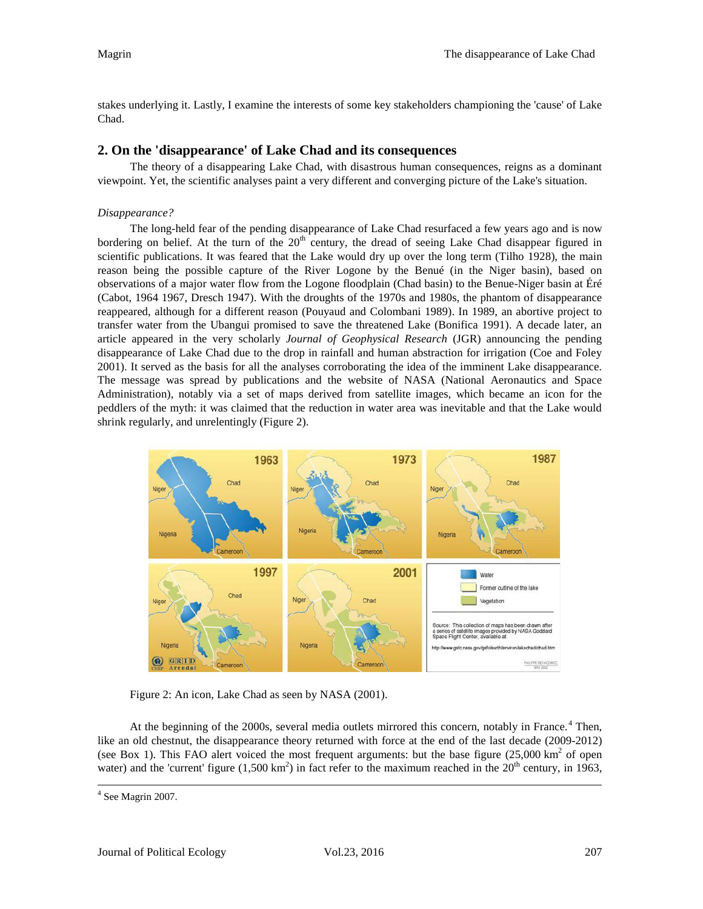stakes underlying it. Lastly, I examine the interests of some key stakeholders championing the 'cause' of Lake Chad.

## 2. On the 'disappearance' of Lake Chad and its consequences

The theory of a disappearing Lake Chad, with disastrous human consequences, reigns as a dominant viewpoint. Yet, the scientific analyses paint a very different and converging picture of the Lake's situation.

*Disappearance?*

The long-held fear of the pending disappearance of Lake Chad resurfaced a few years ago and is now bordering on belief. At the turn of the 20th century, the dread of seeing Lake Chad disappear figured in scientific publications. It was feared that the Lake would dry up over the long term (Tilho 1928), the main reason being the possible capture of the River Logone by the Benué (in the Niger basin), based on observations of a major water flow from the Logone floodplain (Chad basin) to the Benue-Niger basin at Éré (Cabot, 1964 1967, Dresch 1947). With the droughts of the 1970s and 1980s, the phantom of disappearance reappeared, although for a different reason (Pouyaud and Colombani 1989). In 1989, an abortive project to transfer water from the Ubangui promised to save the threatened Lake (Bonifica 1991). A decade later, an article appeared in the very scholarly *Journal of Geophysical Research* (JGR) announcing the pending disappearance of Lake Chad due to the drop in rainfall and human abstraction for irrigation (Coe and Foley 2001). It served as the basis for all the analyses corroborating the idea of the imminent Lake disappearance. The message was spread by publications and the website of NASA (National Aeronautics and Space Administration), notably via a set of maps derived from satellite images, which became an icon for the peddlers of the myth: it was claimed that the reduction in water area was inevitable and that the Lake would shrink regularly, and unrelentingly (Figure 2).

Figure 2: An icon, Lake Chad as seen by NASA (2001).

At the beginning of the 2000s, several media outlets mirrored this concern, notably in France.[4] Then, like an old chestnut, the disappearance theory returned with force at the end of the last decade (2009-2012) (see Box 1). This FAO alert voiced the most frequent arguments: but the base figure (25,000 km$^2$ of open water) and the 'current' figure (1,500 km$^2$) in fact refer to the maximum reached in the 20th century, in 1963,

[4] See Magrin 2007.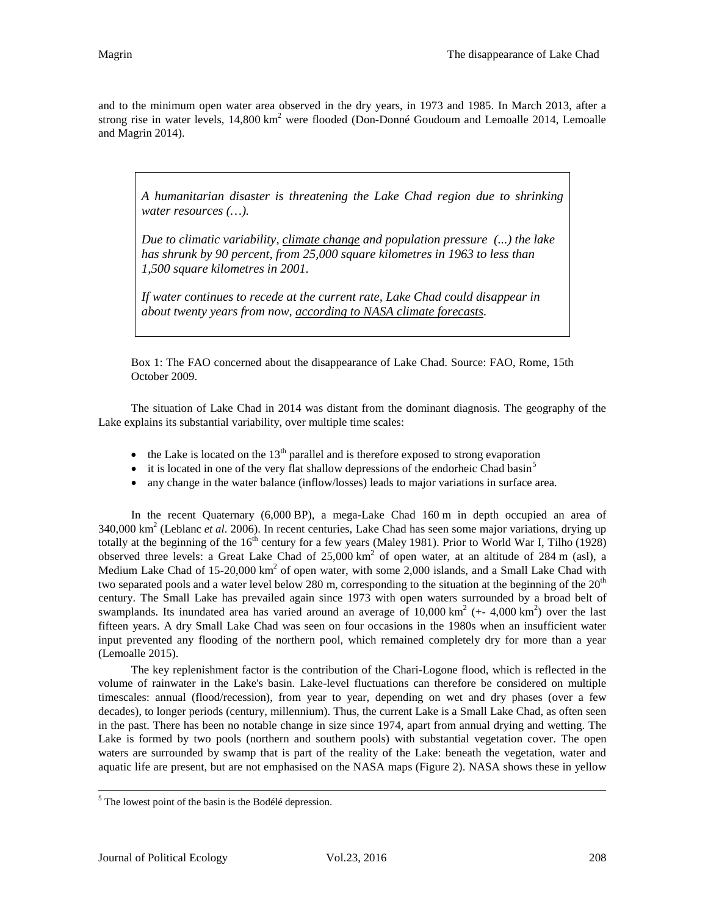and to the minimum open water area observed in the dry years, in 1973 and 1985. In March 2013, after a strong rise in water levels, 14,800 km$^2$ were flooded (Don-Donné Goudoum and Lemoalle 2014, Lemoalle and Magrin 2014).

> *A humanitarian disaster is threatening the Lake Chad region due to shrinking water resources (…).*
>
> *Due to climatic variability, climate change and population pressure (...) the lake has shrunk by 90 percent, from 25,000 square kilometres in 1963 to less than 1,500 square kilometres in 2001.*
>
> *If water continues to recede at the current rate, Lake Chad could disappear in about twenty years from now, according to NASA climate forecasts.*

Box 1: The FAO concerned about the disappearance of Lake Chad. Source: FAO, Rome, 15th October 2009.

The situation of Lake Chad in 2014 was distant from the dominant diagnosis. The geography of the Lake explains its substantial variability, over multiple time scales:

- the Lake is located on the 13$^{th}$ parallel and is therefore exposed to strong evaporation
- it is located in one of the very flat shallow depressions of the endorheic Chad basin[5]
- any change in the water balance (inflow/losses) leads to major variations in surface area.

In the recent Quaternary (6,000 BP), a mega-Lake Chad 160 m in depth occupied an area of 340,000 km$^2$ (Leblanc *et al*. 2006). In recent centuries, Lake Chad has seen some major variations, drying up totally at the beginning of the 16$^{th}$ century for a few years (Maley 1981). Prior to World War I, Tilho (1928) observed three levels: a Great Lake Chad of 25,000 km$^2$ of open water, at an altitude of 284 m (asl), a Medium Lake Chad of 15-20,000 km$^2$ of open water, with some 2,000 islands, and a Small Lake Chad with two separated pools and a water level below 280 m, corresponding to the situation at the beginning of the 20$^{th}$ century. The Small Lake has prevailed again since 1973 with open waters surrounded by a broad belt of swamplands. Its inundated area has varied around an average of 10,000 km$^2$ (+- 4,000 km$^2$) over the last fifteen years. A dry Small Lake Chad was seen on four occasions in the 1980s when an insufficient water input prevented any flooding of the northern pool, which remained completely dry for more than a year (Lemoalle 2015).

The key replenishment factor is the contribution of the Chari-Logone flood, which is reflected in the volume of rainwater in the Lake's basin. Lake-level fluctuations can therefore be considered on multiple timescales: annual (flood/recession), from year to year, depending on wet and dry phases (over a few decades), to longer periods (century, millennium). Thus, the current Lake is a Small Lake Chad, as often seen in the past. There has been no notable change in size since 1974, apart from annual drying and wetting. The Lake is formed by two pools (northern and southern pools) with substantial vegetation cover. The open waters are surrounded by swamp that is part of the reality of the Lake: beneath the vegetation, water and aquatic life are present, but are not emphasised on the NASA maps (Figure 2). NASA shows these in yellow

[5] The lowest point of the basin is the Bodélé depression.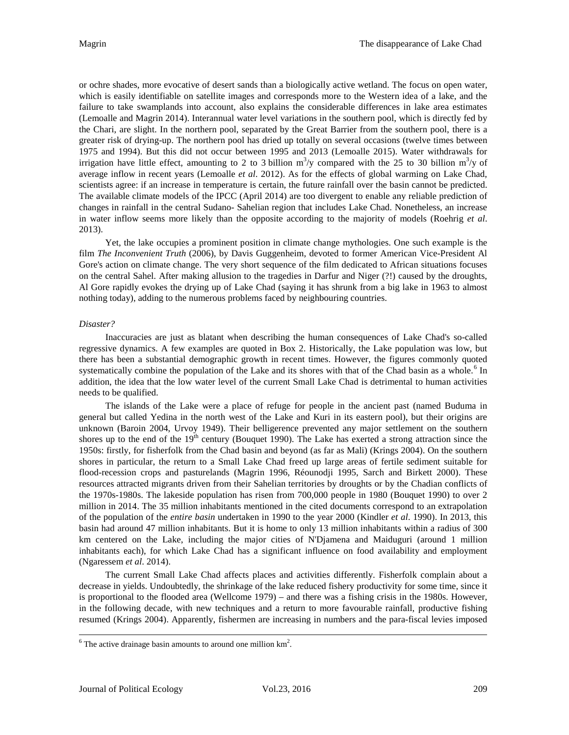or ochre shades, more evocative of desert sands than a biologically active wetland. The focus on open water, which is easily identifiable on satellite images and corresponds more to the Western idea of a lake, and the failure to take swamplands into account, also explains the considerable differences in lake area estimates (Lemoalle and Magrin 2014). Interannual water level variations in the southern pool, which is directly fed by the Chari, are slight. In the northern pool, separated by the Great Barrier from the southern pool, there is a greater risk of drying-up. The northern pool has dried up totally on several occasions (twelve times between 1975 and 1994). But this did not occur between 1995 and 2013 (Lemoalle 2015). Water withdrawals for irrigation have little effect, amounting to 2 to 3 billion $m^3$/y compared with the 25 to 30 billion $m^3$/y of average inflow in recent years (Lemoalle *et al*. 2012). As for the effects of global warming on Lake Chad, scientists agree: if an increase in temperature is certain, the future rainfall over the basin cannot be predicted. The available climate models of the IPCC (April 2014) are too divergent to enable any reliable prediction of changes in rainfall in the central Sudano- Sahelian region that includes Lake Chad. Nonetheless, an increase in water inflow seems more likely than the opposite according to the majority of models (Roehrig *et al*. 2013).

Yet, the lake occupies a prominent position in climate change mythologies. One such example is the film *The Inconvenient Truth* (2006), by Davis Guggenheim, devoted to former American Vice-President Al Gore's action on climate change. The very short sequence of the film dedicated to African situations focuses on the central Sahel. After making allusion to the tragedies in Darfur and Niger (?!) caused by the droughts, Al Gore rapidly evokes the drying up of Lake Chad (saying it has shrunk from a big lake in 1963 to almost nothing today), adding to the numerous problems faced by neighbouring countries.

*Disaster?*

Inaccuracies are just as blatant when describing the human consequences of Lake Chad's so-called regressive dynamics. A few examples are quoted in Box 2. Historically, the Lake population was low, but there has been a substantial demographic growth in recent times. However, the figures commonly quoted systematically combine the population of the Lake and its shores with that of the Chad basin as a whole.[6] In addition, the idea that the low water level of the current Small Lake Chad is detrimental to human activities needs to be qualified.

The islands of the Lake were a place of refuge for people in the ancient past (named Buduma in general but called Yedina in the north west of the Lake and Kuri in its eastern pool), but their origins are unknown (Baroin 2004, Urvoy 1949). Their belligerence prevented any major settlement on the southern shores up to the end of the 19th century (Bouquet 1990). The Lake has exerted a strong attraction since the 1950s: firstly, for fisherfolk from the Chad basin and beyond (as far as Mali) (Krings 2004). On the southern shores in particular, the return to a Small Lake Chad freed up large areas of fertile sediment suitable for flood-recession crops and pasturelands (Magrin 1996, Réounodji 1995, Sarch and Birkett 2000). These resources attracted migrants driven from their Sahelian territories by droughts or by the Chadian conflicts of the 1970s-1980s. The lakeside population has risen from 700,000 people in 1980 (Bouquet 1990) to over 2 million in 2014. The 35 million inhabitants mentioned in the cited documents correspond to an extrapolation of the population of the *entire basin* undertaken in 1990 to the year 2000 (Kindler *et al*. 1990). In 2013, this basin had around 47 million inhabitants. But it is home to only 13 million inhabitants within a radius of 300 km centered on the Lake, including the major cities of N'Djamena and Maiduguri (around 1 million inhabitants each), for which Lake Chad has a significant influence on food availability and employment (Ngaressem *et al*. 2014).

The current Small Lake Chad affects places and activities differently. Fisherfolk complain about a decrease in yields. Undoubtedly, the shrinkage of the lake reduced fishery productivity for some time, since it is proportional to the flooded area (Wellcome 1979) – and there was a fishing crisis in the 1980s. However, in the following decade, with new techniques and a return to more favourable rainfall, productive fishing resumed (Krings 2004). Apparently, fishermen are increasing in numbers and the para-fiscal levies imposed

---

[6] The active drainage basin amounts to around one million $km^2$.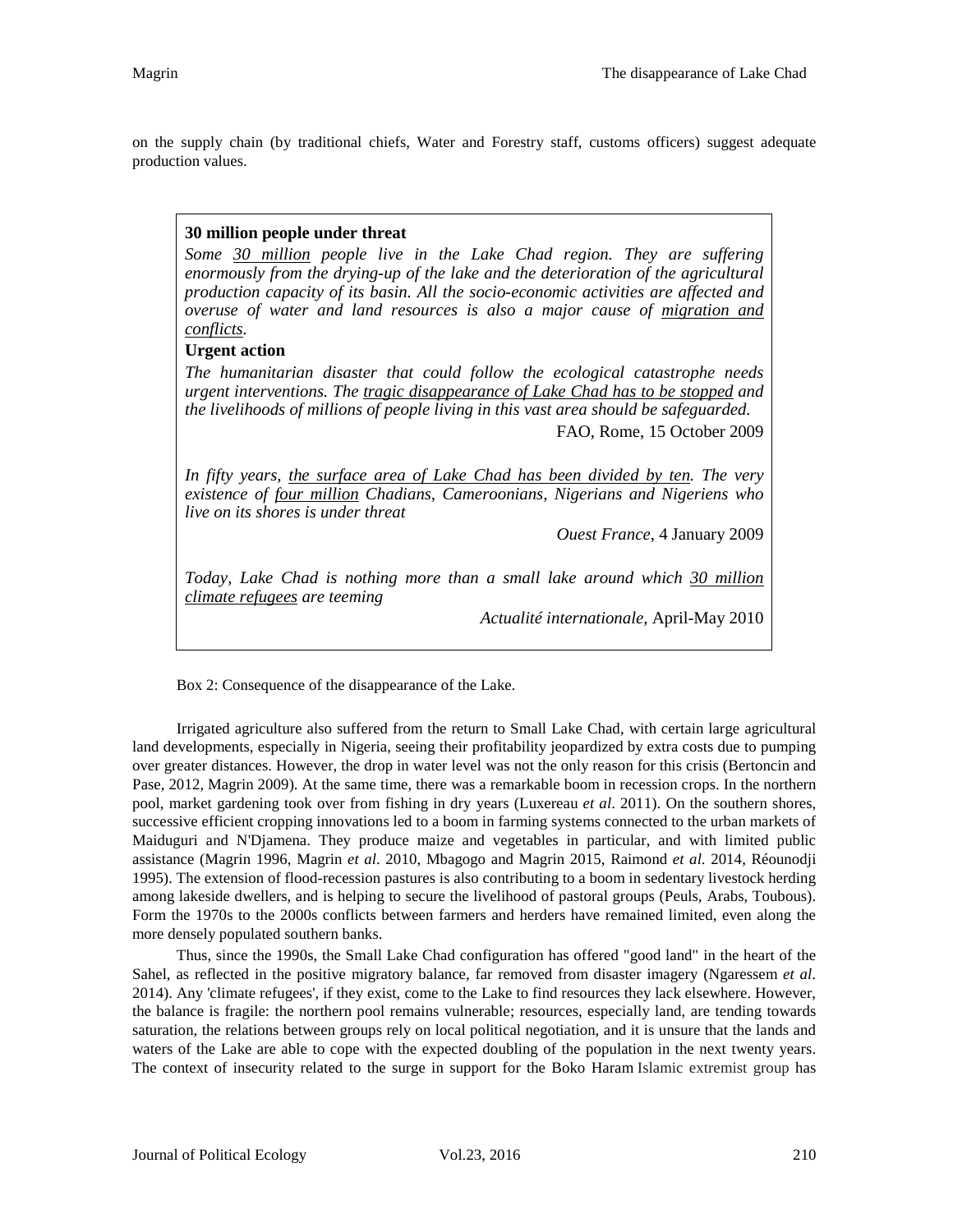on the supply chain (by traditional chiefs, Water and Forestry staff, customs officers) suggest adequate production values.

> **30 million people under threat**
>
> *Some* <u>*30 million*</u> *people live in the Lake Chad region. They are suffering enormously from the drying-up of the lake and the deterioration of the agricultural production capacity of its basin. All the socio-economic activities are affected and overuse of water and land resources is also a major cause of* <u>*migration and conflicts*</u>*.*
>
> **Urgent action**
>
> *The humanitarian disaster that could follow the ecological catastrophe needs urgent interventions. The* <u>*tragic disappearance of Lake Chad has to be stopped*</u> *and the livelihoods of millions of people living in this vast area should be safeguarded.*
>
> FAO, Rome, 15 October 2009
>
> *In fifty years,* <u>*the surface area of Lake Chad has been divided by ten*</u>*. The very existence of* <u>*four million*</u> *Chadians, Cameroonians, Nigerians and Nigeriens who live on its shores is under threat*
>
> *Ouest France*, 4 January 2009
>
> *Today, Lake Chad is nothing more than a small lake around which* <u>*30 million climate refugees*</u> *are teeming*
>
> *Actualité internationale*, April-May 2010

Box 2: Consequence of the disappearance of the Lake.

Irrigated agriculture also suffered from the return to Small Lake Chad, with certain large agricultural land developments, especially in Nigeria, seeing their profitability jeopardized by extra costs due to pumping over greater distances. However, the drop in water level was not the only reason for this crisis (Bertoncin and Pase, 2012, Magrin 2009). At the same time, there was a remarkable boom in recession crops. In the northern pool, market gardening took over from fishing in dry years (Luxereau *et al*. 2011). On the southern shores, successive efficient cropping innovations led to a boom in farming systems connected to the urban markets of Maiduguri and N'Djamena. They produce maize and vegetables in particular, and with limited public assistance (Magrin 1996, Magrin *et al*. 2010, Mbagogo and Magrin 2015, Raimond *et al.* 2014, Réounodji 1995). The extension of flood-recession pastures is also contributing to a boom in sedentary livestock herding among lakeside dwellers, and is helping to secure the livelihood of pastoral groups (Peuls, Arabs, Toubous). Form the 1970s to the 2000s conflicts between farmers and herders have remained limited, even along the more densely populated southern banks.

Thus, since the 1990s, the Small Lake Chad configuration has offered "good land" in the heart of the Sahel, as reflected in the positive migratory balance, far removed from disaster imagery (Ngaressem *et al*. 2014). Any 'climate refugees', if they exist, come to the Lake to find resources they lack elsewhere. However, the balance is fragile: the northern pool remains vulnerable; resources, especially land, are tending towards saturation, the relations between groups rely on local political negotiation, and it is unsure that the lands and waters of the Lake are able to cope with the expected doubling of the population in the next twenty years. The context of insecurity related to the surge in support for the Boko Haram Islamic extremist group has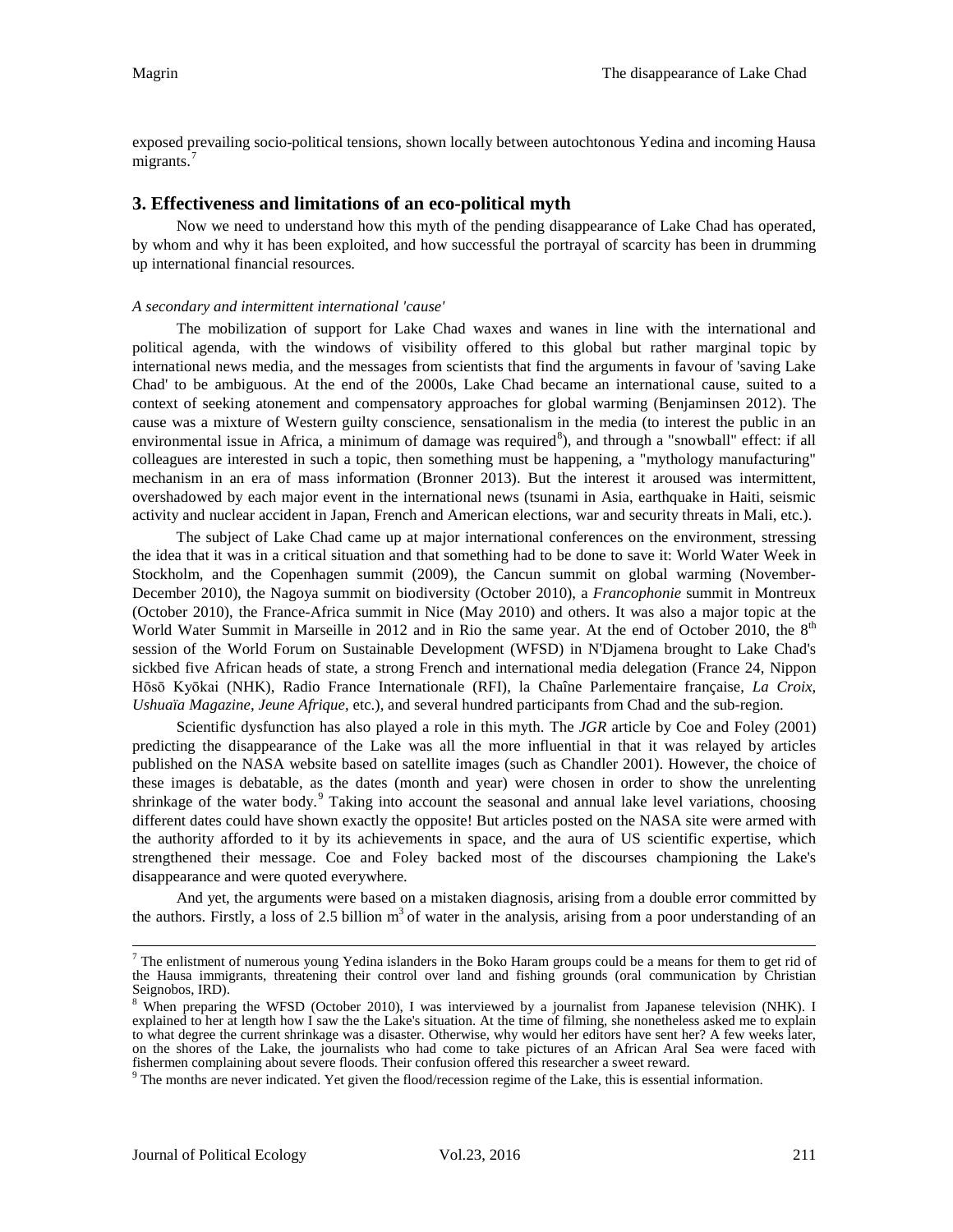exposed prevailing socio-political tensions, shown locally between autochtonous Yedina and incoming Hausa migrants.[7]

## 3. Effectiveness and limitations of an eco-political myth

Now we need to understand how this myth of the pending disappearance of Lake Chad has operated, by whom and why it has been exploited, and how successful the portrayal of scarcity has been in drumming up international financial resources.

*A secondary and intermittent international 'cause'*

The mobilization of support for Lake Chad waxes and wanes in line with the international and political agenda, with the windows of visibility offered to this global but rather marginal topic by international news media, and the messages from scientists that find the arguments in favour of 'saving Lake Chad' to be ambiguous. At the end of the 2000s, Lake Chad became an international cause, suited to a context of seeking atonement and compensatory approaches for global warming (Benjaminsen 2012). The cause was a mixture of Western guilty conscience, sensationalism in the media (to interest the public in an environmental issue in Africa, a minimum of damage was required[8]), and through a "snowball" effect: if all colleagues are interested in such a topic, then something must be happening, a "mythology manufacturing" mechanism in an era of mass information (Bronner 2013). But the interest it aroused was intermittent, overshadowed by each major event in the international news (tsunami in Asia, earthquake in Haiti, seismic activity and nuclear accident in Japan, French and American elections, war and security threats in Mali, etc.).

The subject of Lake Chad came up at major international conferences on the environment, stressing the idea that it was in a critical situation and that something had to be done to save it: World Water Week in Stockholm, and the Copenhagen summit (2009), the Cancun summit on global warming (November-December 2010), the Nagoya summit on biodiversity (October 2010), a *Francophonie* summit in Montreux (October 2010), the France-Africa summit in Nice (May 2010) and others. It was also a major topic at the World Water Summit in Marseille in 2012 and in Rio the same year. At the end of October 2010, the 8th session of the World Forum on Sustainable Development (WFSD) in N'Djamena brought to Lake Chad's sickbed five African heads of state, a strong French and international media delegation (France 24, Nippon Hōsō Kyōkai (NHK), Radio France Internationale (RFI), la Chaîne Parlementaire française, *La Croix*, *Ushuaïa Magazine*, *Jeune Afrique*, etc.), and several hundred participants from Chad and the sub-region.

Scientific dysfunction has also played a role in this myth. The *JGR* article by Coe and Foley (2001) predicting the disappearance of the Lake was all the more influential in that it was relayed by articles published on the NASA website based on satellite images (such as Chandler 2001). However, the choice of these images is debatable, as the dates (month and year) were chosen in order to show the unrelenting shrinkage of the water body.[9] Taking into account the seasonal and annual lake level variations, choosing different dates could have shown exactly the opposite! But articles posted on the NASA site were armed with the authority afforded to it by its achievements in space, and the aura of US scientific expertise, which strengthened their message. Coe and Foley backed most of the discourses championing the Lake's disappearance and were quoted everywhere.

And yet, the arguments were based on a mistaken diagnosis, arising from a double error committed by the authors. Firstly, a loss of 2.5 billion m$^3$ of water in the analysis, arising from a poor understanding of an

---

[7] The enlistment of numerous young Yedina islanders in the Boko Haram groups could be a means for them to get rid of the Hausa immigrants, threatening their control over land and fishing grounds (oral communication by Christian Seignobos, IRD).

[8] When preparing the WFSD (October 2010), I was interviewed by a journalist from Japanese television (NHK). I explained to her at length how I saw the the Lake's situation. At the time of filming, she nonetheless asked me to explain to what degree the current shrinkage was a disaster. Otherwise, why would her editors have sent her? A few weeks later, on the shores of the Lake, the journalists who had come to take pictures of an African Aral Sea were faced with fishermen complaining about severe floods. Their confusion offered this researcher a sweet reward.

[9] The months are never indicated. Yet given the flood/recession regime of the Lake, this is essential information.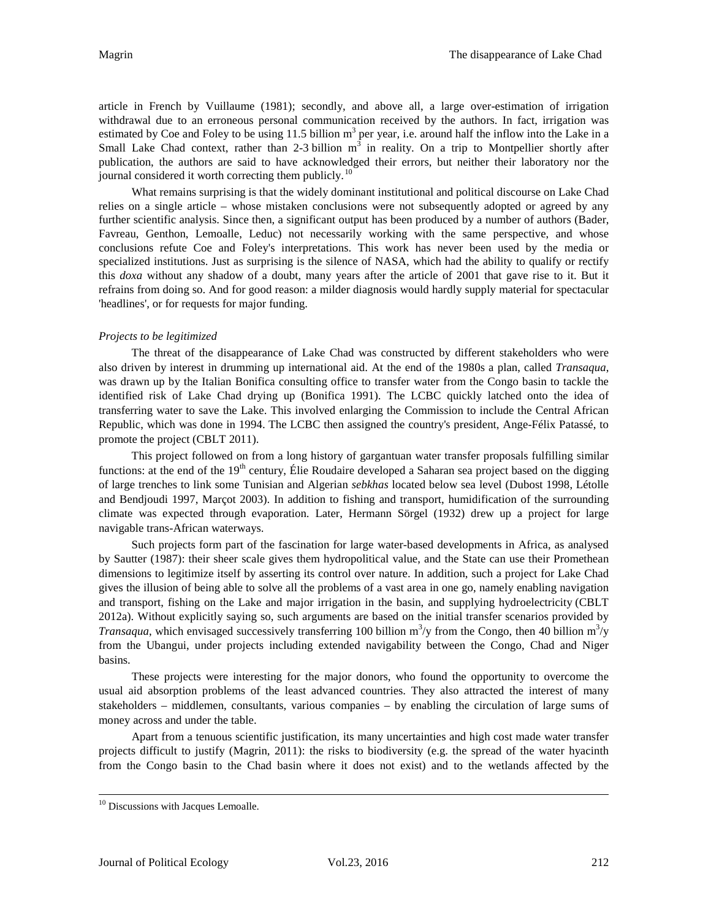article in French by Vuillaume (1981); secondly, and above all, a large over-estimation of irrigation withdrawal due to an erroneous personal communication received by the authors. In fact, irrigation was estimated by Coe and Foley to be using 11.5 billion $m^3$ per year, i.e. around half the inflow into the Lake in a Small Lake Chad context, rather than 2-3 billion $m^3$ in reality. On a trip to Montpellier shortly after publication, the authors are said to have acknowledged their errors, but neither their laboratory nor the journal considered it worth correcting them publicly.[10]

What remains surprising is that the widely dominant institutional and political discourse on Lake Chad relies on a single article – whose mistaken conclusions were not subsequently adopted or agreed by any further scientific analysis. Since then, a significant output has been produced by a number of authors (Bader, Favreau, Genthon, Lemoalle, Leduc) not necessarily working with the same perspective, and whose conclusions refute Coe and Foley's interpretations. This work has never been used by the media or specialized institutions. Just as surprising is the silence of NASA, which had the ability to qualify or rectify this *doxa* without any shadow of a doubt, many years after the article of 2001 that gave rise to it. But it refrains from doing so. And for good reason: a milder diagnosis would hardly supply material for spectacular 'headlines', or for requests for major funding.

*Projects to be legitimized*

The threat of the disappearance of Lake Chad was constructed by different stakeholders who were also driven by interest in drumming up international aid. At the end of the 1980s a plan, called *Transaqua*, was drawn up by the Italian Bonifica consulting office to transfer water from the Congo basin to tackle the identified risk of Lake Chad drying up (Bonifica 1991). The LCBC quickly latched onto the idea of transferring water to save the Lake. This involved enlarging the Commission to include the Central African Republic, which was done in 1994. The LCBC then assigned the country's president, Ange-Félix Patassé, to promote the project (CBLT 2011).

This project followed on from a long history of gargantuan water transfer proposals fulfilling similar functions: at the end of the 19th century, Élie Roudaire developed a Saharan sea project based on the digging of large trenches to link some Tunisian and Algerian *sebkhas* located below sea level (Dubost 1998, Létolle and Bendjoudi 1997, Marçot 2003). In addition to fishing and transport, humidification of the surrounding climate was expected through evaporation. Later, Hermann Sörgel (1932) drew up a project for large navigable trans-African waterways.

Such projects form part of the fascination for large water-based developments in Africa, as analysed by Sautter (1987): their sheer scale gives them hydropolitical value, and the State can use their Promethean dimensions to legitimize itself by asserting its control over nature. In addition, such a project for Lake Chad gives the illusion of being able to solve all the problems of a vast area in one go, namely enabling navigation and transport, fishing on the Lake and major irrigation in the basin, and supplying hydroelectricity (CBLT 2012a). Without explicitly saying so, such arguments are based on the initial transfer scenarios provided by *Transaqua*, which envisaged successively transferring 100 billion $m^3$/y from the Congo, then 40 billion $m^3$/y from the Ubangui, under projects including extended navigability between the Congo, Chad and Niger basins.

These projects were interesting for the major donors, who found the opportunity to overcome the usual aid absorption problems of the least advanced countries. They also attracted the interest of many stakeholders – middlemen, consultants, various companies – by enabling the circulation of large sums of money across and under the table.

Apart from a tenuous scientific justification, its many uncertainties and high cost made water transfer projects difficult to justify (Magrin, 2011): the risks to biodiversity (e.g. the spread of the water hyacinth from the Congo basin to the Chad basin where it does not exist) and to the wetlands affected by the

---

[10] Discussions with Jacques Lemoalle.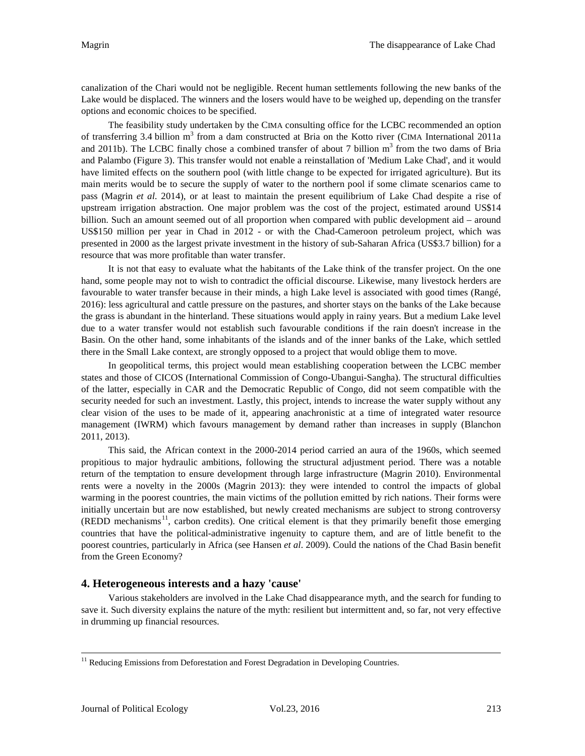canalization of the Chari would not be negligible. Recent human settlements following the new banks of the Lake would be displaced. The winners and the losers would have to be weighed up, depending on the transfer options and economic choices to be specified.

The feasibility study undertaken by the CIMA consulting office for the LCBC recommended an option of transferring 3.4 billion $m^3$ from a dam constructed at Bria on the Kotto river (CIMA International 2011a and 2011b). The LCBC finally chose a combined transfer of about 7 billion $m^3$ from the two dams of Bria and Palambo (Figure 3). This transfer would not enable a reinstallation of 'Medium Lake Chad', and it would have limited effects on the southern pool (with little change to be expected for irrigated agriculture). But its main merits would be to secure the supply of water to the northern pool if some climate scenarios came to pass (Magrin *et al*. 2014), or at least to maintain the present equilibrium of Lake Chad despite a rise of upstream irrigation abstraction. One major problem was the cost of the project, estimated around US$14 billion. Such an amount seemed out of all proportion when compared with public development aid – around US$150 million per year in Chad in 2012 - or with the Chad-Cameroon petroleum project, which was presented in 2000 as the largest private investment in the history of sub-Saharan Africa (US$3.7 billion) for a resource that was more profitable than water transfer.

It is not that easy to evaluate what the habitants of the Lake think of the transfer project. On the one hand, some people may not to wish to contradict the official discourse. Likewise, many livestock herders are favourable to water transfer because in their minds, a high Lake level is associated with good times (Rangé, 2016): less agricultural and cattle pressure on the pastures, and shorter stays on the banks of the Lake because the grass is abundant in the hinterland. These situations would apply in rainy years. But a medium Lake level due to a water transfer would not establish such favourable conditions if the rain doesn't increase in the Basin. On the other hand, some inhabitants of the islands and of the inner banks of the Lake, which settled there in the Small Lake context, are strongly opposed to a project that would oblige them to move.

In geopolitical terms, this project would mean establishing cooperation between the LCBC member states and those of CICOS (International Commission of Congo-Ubangui-Sangha). The structural difficulties of the latter, especially in CAR and the Democratic Republic of Congo, did not seem compatible with the security needed for such an investment. Lastly, this project, intends to increase the water supply without any clear vision of the uses to be made of it, appearing anachronistic at a time of integrated water resource management (IWRM) which favours management by demand rather than increases in supply (Blanchon 2011, 2013).

This said, the African context in the 2000-2014 period carried an aura of the 1960s, which seemed propitious to major hydraulic ambitions, following the structural adjustment period. There was a notable return of the temptation to ensure development through large infrastructure (Magrin 2010). Environmental rents were a novelty in the 2000s (Magrin 2013): they were intended to control the impacts of global warming in the poorest countries, the main victims of the pollution emitted by rich nations. Their forms were initially uncertain but are now established, but newly created mechanisms are subject to strong controversy (REDD mechanisms[11], carbon credits). One critical element is that they primarily benefit those emerging countries that have the political-administrative ingenuity to capture them, and are of little benefit to the poorest countries, particularly in Africa (see Hansen *et al*. 2009). Could the nations of the Chad Basin benefit from the Green Economy?

## 4. Heterogeneous interests and a hazy 'cause'

Various stakeholders are involved in the Lake Chad disappearance myth, and the search for funding to save it. Such diversity explains the nature of the myth: resilient but intermittent and, so far, not very effective in drumming up financial resources.

---

[11] Reducing Emissions from Deforestation and Forest Degradation in Developing Countries.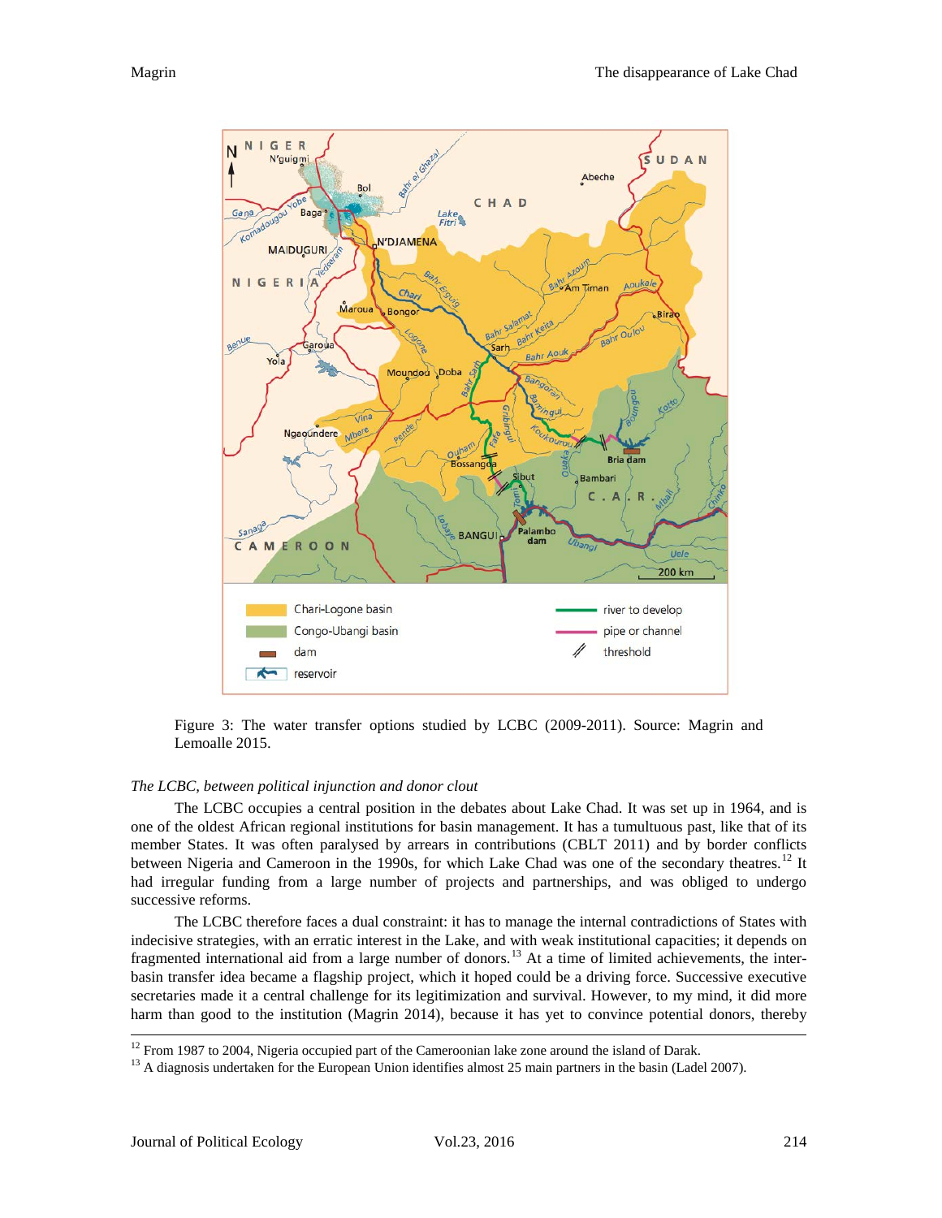Figure 3: The water transfer options studied by LCBC (2009-2011). Source: Magrin and Lemoalle 2015.

*The LCBC, between political injunction and donor clout*

The LCBC occupies a central position in the debates about Lake Chad. It was set up in 1964, and is one of the oldest African regional institutions for basin management. It has a tumultuous past, like that of its member States. It was often paralysed by arrears in contributions (CBLT 2011) and by border conflicts between Nigeria and Cameroon in the 1990s, for which Lake Chad was one of the secondary theatres.[12] It had irregular funding from a large number of projects and partnerships, and was obliged to undergo successive reforms.

The LCBC therefore faces a dual constraint: it has to manage the internal contradictions of States with indecisive strategies, with an erratic interest in the Lake, and with weak institutional capacities; it depends on fragmented international aid from a large number of donors.[13] At a time of limited achievements, the inter-basin transfer idea became a flagship project, which it hoped could be a driving force. Successive executive secretaries made it a central challenge for its legitimization and survival. However, to my mind, it did more harm than good to the institution (Magrin 2014), because it has yet to convince potential donors, thereby

[12] From 1987 to 2004, Nigeria occupied part of the Cameroonian lake zone around the island of Darak.

[13] A diagnosis undertaken for the European Union identifies almost 25 main partners in the basin (Ladel 2007).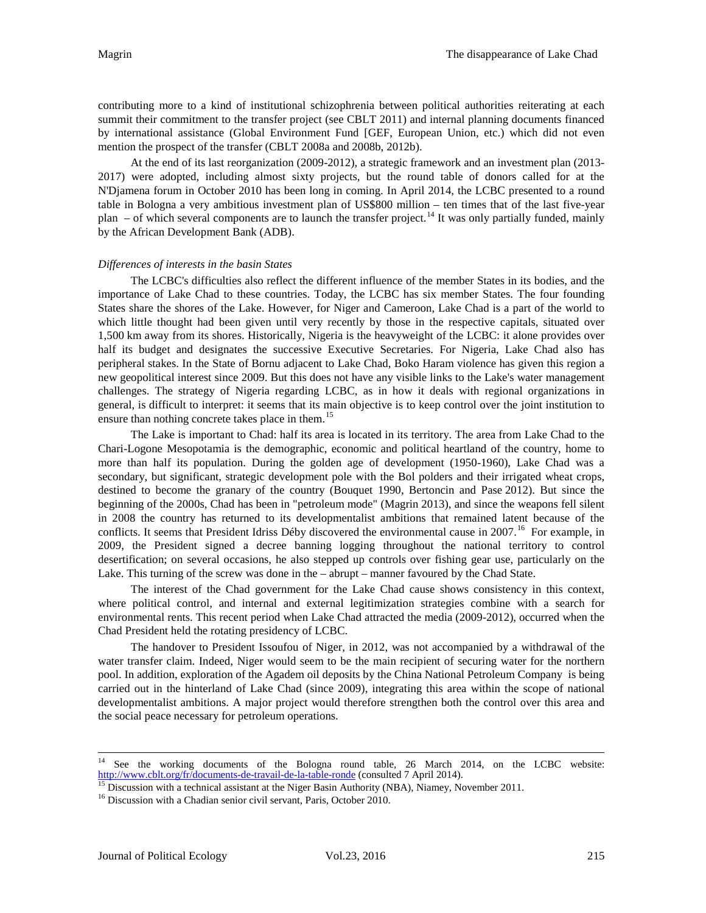contributing more to a kind of institutional schizophrenia between political authorities reiterating at each summit their commitment to the transfer project (see CBLT 2011) and internal planning documents financed by international assistance (Global Environment Fund [GEF, European Union, etc.) which did not even mention the prospect of the transfer (CBLT 2008a and 2008b, 2012b).

At the end of its last reorganization (2009-2012), a strategic framework and an investment plan (2013-2017) were adopted, including almost sixty projects, but the round table of donors called for at the N'Djamena forum in October 2010 has been long in coming. In April 2014, the LCBC presented to a round table in Bologna a very ambitious investment plan of US$800 million – ten times that of the last five-year plan – of which several components are to launch the transfer project.[14] It was only partially funded, mainly by the African Development Bank (ADB).

*Differences of interests in the basin States*

The LCBC's difficulties also reflect the different influence of the member States in its bodies, and the importance of Lake Chad to these countries. Today, the LCBC has six member States. The four founding States share the shores of the Lake. However, for Niger and Cameroon, Lake Chad is a part of the world to which little thought had been given until very recently by those in the respective capitals, situated over 1,500 km away from its shores. Historically, Nigeria is the heavyweight of the LCBC: it alone provides over half its budget and designates the successive Executive Secretaries. For Nigeria, Lake Chad also has peripheral stakes. In the State of Bornu adjacent to Lake Chad, Boko Haram violence has given this region a new geopolitical interest since 2009. But this does not have any visible links to the Lake's water management challenges. The strategy of Nigeria regarding LCBC, as in how it deals with regional organizations in general, is difficult to interpret: it seems that its main objective is to keep control over the joint institution to ensure than nothing concrete takes place in them.[15]

The Lake is important to Chad: half its area is located in its territory. The area from Lake Chad to the Chari-Logone Mesopotamia is the demographic, economic and political heartland of the country, home to more than half its population. During the golden age of development (1950-1960), Lake Chad was a secondary, but significant, strategic development pole with the Bol polders and their irrigated wheat crops, destined to become the granary of the country (Bouquet 1990, Bertoncin and Pase 2012). But since the beginning of the 2000s, Chad has been in "petroleum mode" (Magrin 2013), and since the weapons fell silent in 2008 the country has returned to its developmentalist ambitions that remained latent because of the conflicts. It seems that President Idriss Déby discovered the environmental cause in 2007.[16] For example, in 2009, the President signed a decree banning logging throughout the national territory to control desertification; on several occasions, he also stepped up controls over fishing gear use, particularly on the Lake. This turning of the screw was done in the – abrupt – manner favoured by the Chad State.

The interest of the Chad government for the Lake Chad cause shows consistency in this context, where political control, and internal and external legitimization strategies combine with a search for environmental rents. This recent period when Lake Chad attracted the media (2009-2012), occurred when the Chad President held the rotating presidency of LCBC.

The handover to President Issoufou of Niger, in 2012, was not accompanied by a withdrawal of the water transfer claim. Indeed, Niger would seem to be the main recipient of securing water for the northern pool. In addition, exploration of the Agadem oil deposits by the China National Petroleum Company is being carried out in the hinterland of Lake Chad (since 2009), integrating this area within the scope of national developmentalist ambitions. A major project would therefore strengthen both the control over this area and the social peace necessary for petroleum operations.

---

[14] See the working documents of the Bologna round table, 26 March 2014, on the LCBC website: http://www.cblt.org/fr/documents-de-travail-de-la-table-ronde (consulted 7 April 2014).

[15] Discussion with a technical assistant at the Niger Basin Authority (NBA), Niamey, November 2011.

[16] Discussion with a Chadian senior civil servant, Paris, October 2010.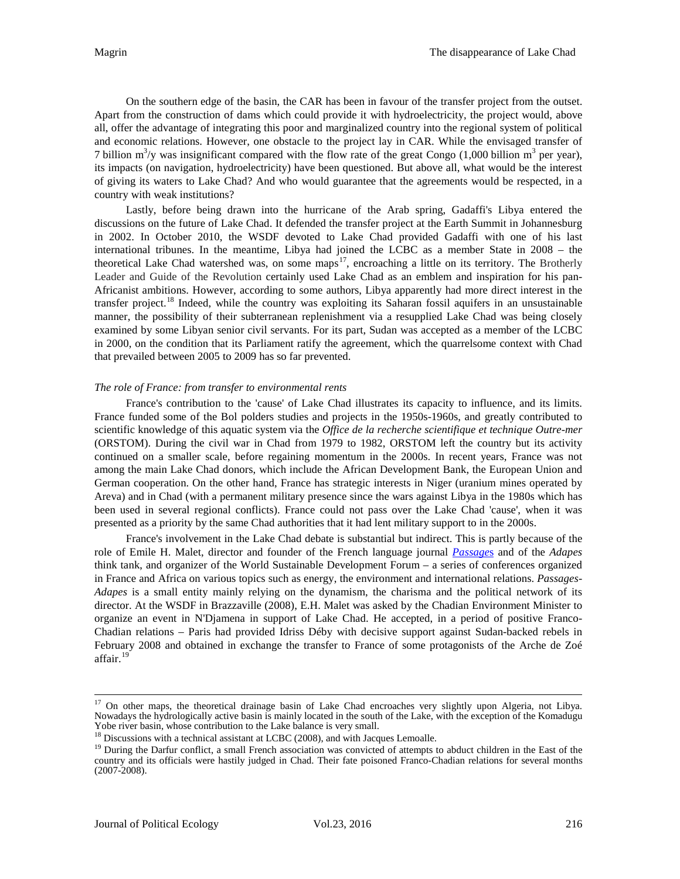On the southern edge of the basin, the CAR has been in favour of the transfer project from the outset. Apart from the construction of dams which could provide it with hydroelectricity, the project would, above all, offer the advantage of integrating this poor and marginalized country into the regional system of political and economic relations. However, one obstacle to the project lay in CAR. While the envisaged transfer of 7 billion $m^3$/y was insignificant compared with the flow rate of the great Congo (1,000 billion $m^3$ per year), its impacts (on navigation, hydroelectricity) have been questioned. But above all, what would be the interest of giving its waters to Lake Chad? And who would guarantee that the agreements would be respected, in a country with weak institutions?

Lastly, before being drawn into the hurricane of the Arab spring, Gadaffi's Libya entered the discussions on the future of Lake Chad. It defended the transfer project at the Earth Summit in Johannesburg in 2002. In October 2010, the WSDF devoted to Lake Chad provided Gadaffi with one of his last international tribunes. In the meantime, Libya had joined the LCBC as a member State in 2008 – the theoretical Lake Chad watershed was, on some maps[17], encroaching a little on its territory. The Brotherly Leader and Guide of the Revolution certainly used Lake Chad as an emblem and inspiration for his pan-Africanist ambitions. However, according to some authors, Libya apparently had more direct interest in the transfer project.[18] Indeed, while the country was exploiting its Saharan fossil aquifers in an unsustainable manner, the possibility of their subterranean replenishment via a resupplied Lake Chad was being closely examined by some Libyan senior civil servants. For its part, Sudan was accepted as a member of the LCBC in 2000, on the condition that its Parliament ratify the agreement, which the quarrelsome context with Chad that prevailed between 2005 to 2009 has so far prevented.

*The role of France: from transfer to environmental rents*

France's contribution to the 'cause' of Lake Chad illustrates its capacity to influence, and its limits. France funded some of the Bol polders studies and projects in the 1950s-1960s, and greatly contributed to scientific knowledge of this aquatic system via the *Office de la recherche scientifique et technique Outre-mer* (ORSTOM). During the civil war in Chad from 1979 to 1982, ORSTOM left the country but its activity continued on a smaller scale, before regaining momentum in the 2000s. In recent years, France was not among the main Lake Chad donors, which include the African Development Bank, the European Union and German cooperation. On the other hand, France has strategic interests in Niger (uranium mines operated by Areva) and in Chad (with a permanent military presence since the wars against Libya in the 1980s which has been used in several regional conflicts). France could not pass over the Lake Chad 'cause', when it was presented as a priority by the same Chad authorities that it had lent military support to in the 2000s.

France's involvement in the Lake Chad debate is substantial but indirect. This is partly because of the role of Emile H. Malet, director and founder of the French language journal *Passages* and of the *Adapes* think tank, and organizer of the World Sustainable Development Forum – a series of conferences organized in France and Africa on various topics such as energy, the environment and international relations. *Passages-Adapes* is a small entity mainly relying on the dynamism, the charisma and the political network of its director. At the WSDF in Brazzaville (2008), E.H. Malet was asked by the Chadian Environment Minister to organize an event in N'Djamena in support of Lake Chad. He accepted, in a period of positive Franco-Chadian relations – Paris had provided Idriss Déby with decisive support against Sudan-backed rebels in February 2008 and obtained in exchange the transfer to France of some protagonists of the Arche de Zoé affair.[19]

---

[17] On other maps, the theoretical drainage basin of Lake Chad encroaches very slightly upon Algeria, not Libya. Nowadays the hydrologically active basin is mainly located in the south of the Lake, with the exception of the Komadugu Yobe river basin, whose contribution to the Lake balance is very small.

[18] Discussions with a technical assistant at LCBC (2008), and with Jacques Lemoalle.

[19] During the Darfur conflict, a small French association was convicted of attempts to abduct children in the East of the country and its officials were hastily judged in Chad. Their fate poisoned Franco-Chadian relations for several months (2007-2008).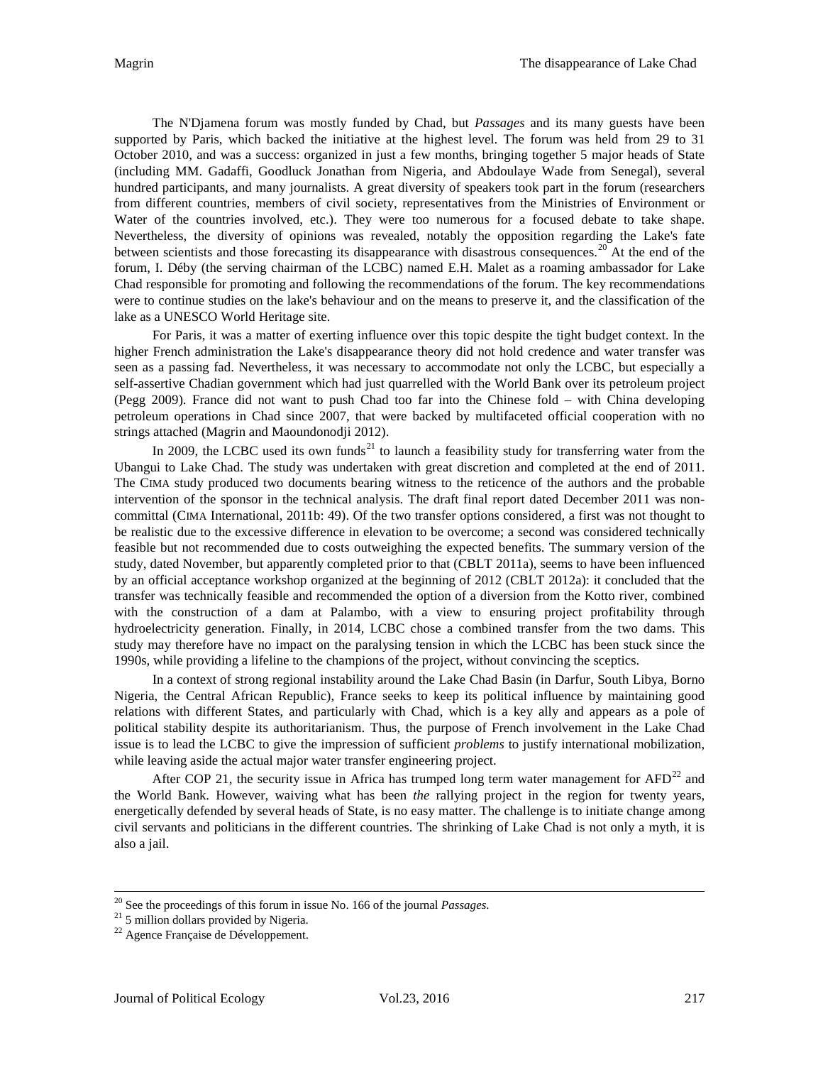The N'Djamena forum was mostly funded by Chad, but *Passages* and its many guests have been supported by Paris, which backed the initiative at the highest level. The forum was held from 29 to 31 October 2010, and was a success: organized in just a few months, bringing together 5 major heads of State (including MM. Gadaffi, Goodluck Jonathan from Nigeria, and Abdoulaye Wade from Senegal), several hundred participants, and many journalists. A great diversity of speakers took part in the forum (researchers from different countries, members of civil society, representatives from the Ministries of Environment or Water of the countries involved, etc.). They were too numerous for a focused debate to take shape. Nevertheless, the diversity of opinions was revealed, notably the opposition regarding the Lake's fate between scientists and those forecasting its disappearance with disastrous consequences.[20] At the end of the forum, I. Déby (the serving chairman of the LCBC) named E.H. Malet as a roaming ambassador for Lake Chad responsible for promoting and following the recommendations of the forum. The key recommendations were to continue studies on the lake's behaviour and on the means to preserve it, and the classification of the lake as a UNESCO World Heritage site.

For Paris, it was a matter of exerting influence over this topic despite the tight budget context. In the higher French administration the Lake's disappearance theory did not hold credence and water transfer was seen as a passing fad. Nevertheless, it was necessary to accommodate not only the LCBC, but especially a self-assertive Chadian government which had just quarrelled with the World Bank over its petroleum project (Pegg 2009). France did not want to push Chad too far into the Chinese fold – with China developing petroleum operations in Chad since 2007, that were backed by multifaceted official cooperation with no strings attached (Magrin and Maoundonodji 2012).

In 2009, the LCBC used its own funds[21] to launch a feasibility study for transferring water from the Ubangui to Lake Chad. The study was undertaken with great discretion and completed at the end of 2011. The CIMA study produced two documents bearing witness to the reticence of the authors and the probable intervention of the sponsor in the technical analysis. The draft final report dated December 2011 was non-committal (CIMA International, 2011b: 49). Of the two transfer options considered, a first was not thought to be realistic due to the excessive difference in elevation to be overcome; a second was considered technically feasible but not recommended due to costs outweighing the expected benefits. The summary version of the study, dated November, but apparently completed prior to that (CBLT 2011a), seems to have been influenced by an official acceptance workshop organized at the beginning of 2012 (CBLT 2012a): it concluded that the transfer was technically feasible and recommended the option of a diversion from the Kotto river, combined with the construction of a dam at Palambo, with a view to ensuring project profitability through hydroelectricity generation. Finally, in 2014, LCBC chose a combined transfer from the two dams. This study may therefore have no impact on the paralysing tension in which the LCBC has been stuck since the 1990s, while providing a lifeline to the champions of the project, without convincing the sceptics.

In a context of strong regional instability around the Lake Chad Basin (in Darfur, South Libya, Borno Nigeria, the Central African Republic), France seeks to keep its political influence by maintaining good relations with different States, and particularly with Chad, which is a key ally and appears as a pole of political stability despite its authoritarianism. Thus, the purpose of French involvement in the Lake Chad issue is to lead the LCBC to give the impression of sufficient *problems* to justify international mobilization, while leaving aside the actual major water transfer engineering project.

After COP 21, the security issue in Africa has trumped long term water management for AFD[22] and the World Bank. However, waiving what has been *the* rallying project in the region for twenty years, energetically defended by several heads of State, is no easy matter. The challenge is to initiate change among civil servants and politicians in the different countries. The shrinking of Lake Chad is not only a myth, it is also a jail.

---

[20] See the proceedings of this forum in issue No. 166 of the journal *Passages*.

[21] 5 million dollars provided by Nigeria.

[22] Agence Française de Développement.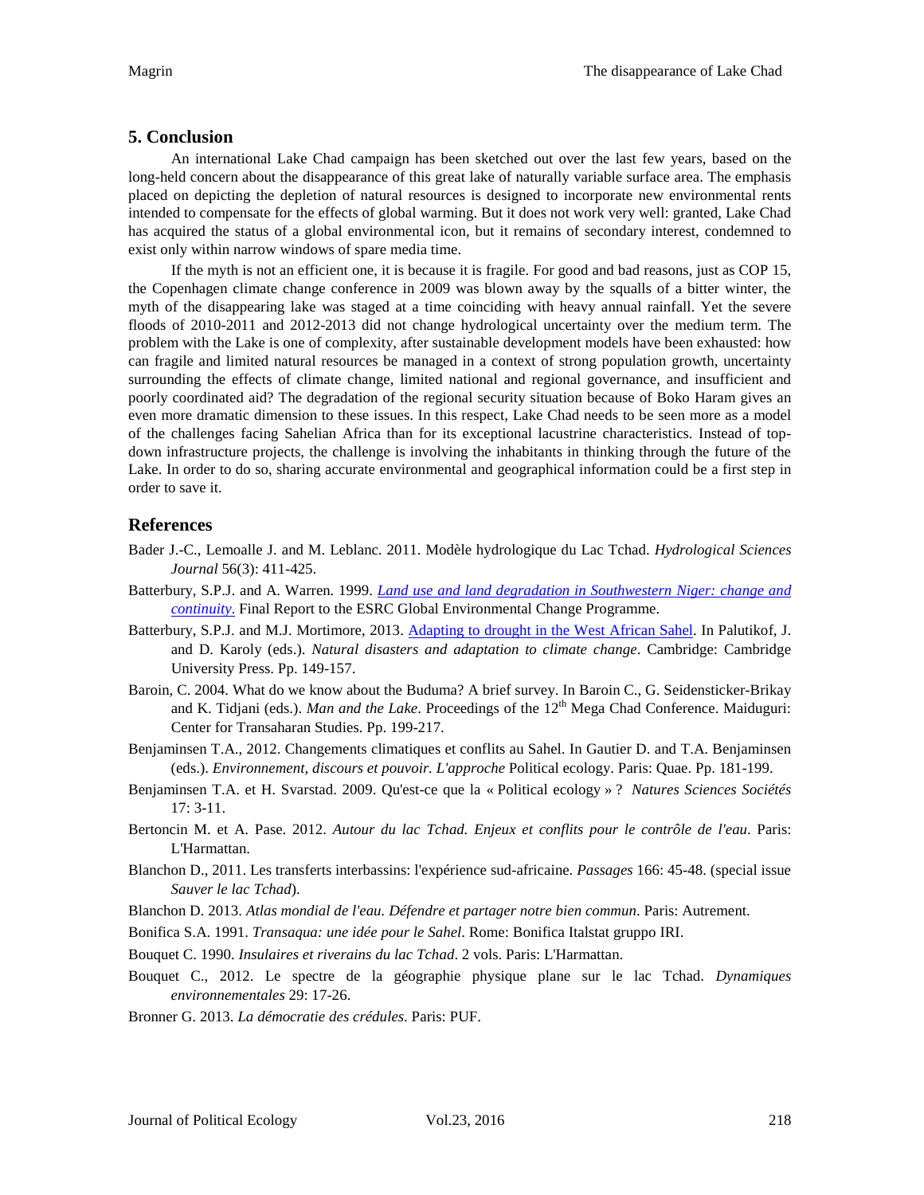## 5. Conclusion

An international Lake Chad campaign has been sketched out over the last few years, based on the long-held concern about the disappearance of this great lake of naturally variable surface area. The emphasis placed on depicting the depletion of natural resources is designed to incorporate new environmental rents intended to compensate for the effects of global warming. But it does not work very well: granted, Lake Chad has acquired the status of a global environmental icon, but it remains of secondary interest, condemned to exist only within narrow windows of spare media time.

If the myth is not an efficient one, it is because it is fragile. For good and bad reasons, just as COP 15, the Copenhagen climate change conference in 2009 was blown away by the squalls of a bitter winter, the myth of the disappearing lake was staged at a time coinciding with heavy annual rainfall. Yet the severe floods of 2010-2011 and 2012-2013 did not change hydrological uncertainty over the medium term. The problem with the Lake is one of complexity, after sustainable development models have been exhausted: how can fragile and limited natural resources be managed in a context of strong population growth, uncertainty surrounding the effects of climate change, limited national and regional governance, and insufficient and poorly coordinated aid? The degradation of the regional security situation because of Boko Haram gives an even more dramatic dimension to these issues. In this respect, Lake Chad needs to be seen more as a model of the challenges facing Sahelian Africa than for its exceptional lacustrine characteristics. Instead of top-down infrastructure projects, the challenge is involving the inhabitants in thinking through the future of the Lake. In order to do so, sharing accurate environmental and geographical information could be a first step in order to save it.

## References

Bader J.-C., Lemoalle J. and M. Leblanc. 2011. Modèle hydrologique du Lac Tchad. *Hydrological Sciences Journal* 56(3): 411-425.

Batterbury, S.P.J. and A. Warren. 1999. *Land use and land degradation in Southwestern Niger: change and continuity*. Final Report to the ESRC Global Environmental Change Programme.

Batterbury, S.P.J. and M.J. Mortimore, 2013. Adapting to drought in the West African Sahel. In Palutikof, J. and D. Karoly (eds.). *Natural disasters and adaptation to climate change*. Cambridge: Cambridge University Press. Pp. 149-157.

Baroin, C. 2004. What do we know about the Buduma? A brief survey. In Baroin C., G. Seidensticker-Brikay and K. Tidjani (eds.). *Man and the Lake*. Proceedings of the 12th Mega Chad Conference. Maiduguri: Center for Transaharan Studies. Pp. 199-217.

Benjaminsen T.A., 2012. Changements climatiques et conflits au Sahel. In Gautier D. and T.A. Benjaminsen (eds.). *Environnement, discours et pouvoir. L'approche* Political ecology. Paris: Quae. Pp. 181-199.

Benjaminsen T.A. et H. Svarstad. 2009. Qu'est-ce que la « Political ecology » ? *Natures Sciences Sociétés* 17: 3-11.

Bertoncin M. et A. Pase. 2012. *Autour du lac Tchad. Enjeux et conflits pour le contrôle de l'eau*. Paris: L'Harmattan.

Blanchon D., 2011. Les transferts interbassins: l'expérience sud-africaine. *Passages* 166: 45-48. (special issue *Sauver le lac Tchad*).

Blanchon D. 2013. *Atlas mondial de l'eau. Défendre et partager notre bien commun*. Paris: Autrement.

Bonifica S.A. 1991. *Transaqua: une idée pour le Sahel*. Rome: Bonifica Italstat gruppo IRI.

Bouquet C. 1990. *Insulaires et riverains du lac Tchad*. 2 vols. Paris: L'Harmattan.

Bouquet C., 2012. Le spectre de la géographie physique plane sur le lac Tchad. *Dynamiques environnementales* 29: 17-26.

Bronner G. 2013. *La démocratie des crédules*. Paris: PUF.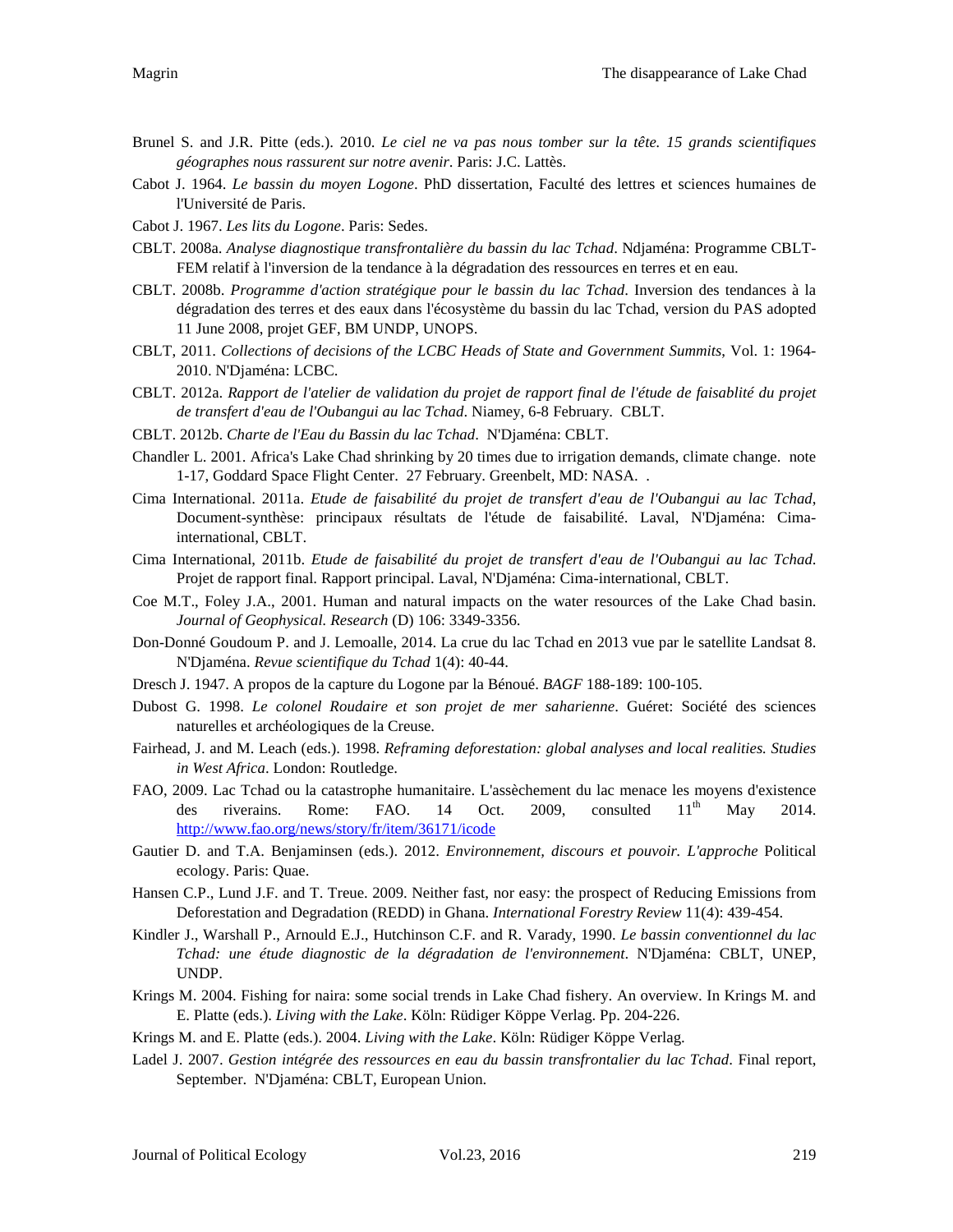Brunel S. and J.R. Pitte (eds.). 2010. *Le ciel ne va pas nous tomber sur la tête. 15 grands scientifiques géographes nous rassurent sur notre avenir*. Paris: J.C. Lattès.

Cabot J. 1964. *Le bassin du moyen Logone*. PhD dissertation, Faculté des lettres et sciences humaines de l'Université de Paris.

Cabot J. 1967. *Les lits du Logone*. Paris: Sedes.

CBLT. 2008a. *Analyse diagnostique transfrontalière du bassin du lac Tchad*. Ndjaména: Programme CBLT-FEM relatif à l'inversion de la tendance à la dégradation des ressources en terres et en eau.

CBLT. 2008b. *Programme d'action stratégique pour le bassin du lac Tchad*. Inversion des tendances à la dégradation des terres et des eaux dans l'écosystème du bassin du lac Tchad, version du PAS adopted 11 June 2008, projet GEF, BM UNDP, UNOPS.

CBLT, 2011. *Collections of decisions of the LCBC Heads of State and Government Summits*, Vol. 1: 1964-2010. N'Djaména: LCBC.

CBLT. 2012a. *Rapport de l'atelier de validation du projet de rapport final de l'étude de faisablité du projet de transfert d'eau de l'Oubangui au lac Tchad*. Niamey, 6-8 February. CBLT.

CBLT. 2012b. *Charte de l'Eau du Bassin du lac Tchad*. N'Djaména: CBLT.

Chandler L. 2001. Africa's Lake Chad shrinking by 20 times due to irrigation demands, climate change. note 1-17, Goddard Space Flight Center. 27 February. Greenbelt, MD: NASA. .

Cima International. 2011a. *Etude de faisabilité du projet de transfert d'eau de l'Oubangui au lac Tchad*, Document-synthèse: principaux résultats de l'étude de faisabilité. Laval, N'Djaména: Cima-international, CBLT.

Cima International, 2011b. *Etude de faisabilité du projet de transfert d'eau de l'Oubangui au lac Tchad*. Projet de rapport final. Rapport principal. Laval, N'Djaména: Cima-international, CBLT.

Coe M.T., Foley J.A., 2001. Human and natural impacts on the water resources of the Lake Chad basin. *Journal of Geophysical. Research* (D) 106: 3349-3356.

Don-Donné Goudoum P. and J. Lemoalle, 2014. La crue du lac Tchad en 2013 vue par le satellite Landsat 8. N'Djaména. *Revue scientifique du Tchad* 1(4): 40-44.

Dresch J. 1947. A propos de la capture du Logone par la Bénoué. *BAGF* 188-189: 100-105.

Dubost G. 1998. *Le colonel Roudaire et son projet de mer saharienne*. Guéret: Société des sciences naturelles et archéologiques de la Creuse.

Fairhead, J. and M. Leach (eds.). 1998. *Reframing deforestation: global analyses and local realities. Studies in West Africa*. London: Routledge.

FAO, 2009. Lac Tchad ou la catastrophe humanitaire. L'assèchement du lac menace les moyens d'existence des riverains. Rome: FAO. 14 Oct. 2009, consulted 11th May 2014. http://www.fao.org/news/story/fr/item/36171/icode

Gautier D. and T.A. Benjaminsen (eds.). 2012. *Environnement, discours et pouvoir. L'approche* Political ecology. Paris: Quae.

Hansen C.P., Lund J.F. and T. Treue. 2009. Neither fast, nor easy: the prospect of Reducing Emissions from Deforestation and Degradation (REDD) in Ghana. *International Forestry Review* 11(4): 439-454.

Kindler J., Warshall P., Arnould E.J., Hutchinson C.F. and R. Varady, 1990. *Le bassin conventionnel du lac Tchad: une étude diagnostic de la dégradation de l'environnement*. N'Djaména: CBLT, UNEP, UNDP.

Krings M. 2004. Fishing for naira: some social trends in Lake Chad fishery. An overview. In Krings M. and E. Platte (eds.). *Living with the Lake*. Köln: Rüdiger Köppe Verlag. Pp. 204-226.

Krings M. and E. Platte (eds.). 2004. *Living with the Lake*. Köln: Rüdiger Köppe Verlag.

Ladel J. 2007. *Gestion intégrée des ressources en eau du bassin transfrontalier du lac Tchad*. Final report, September. N'Djaména: CBLT, European Union.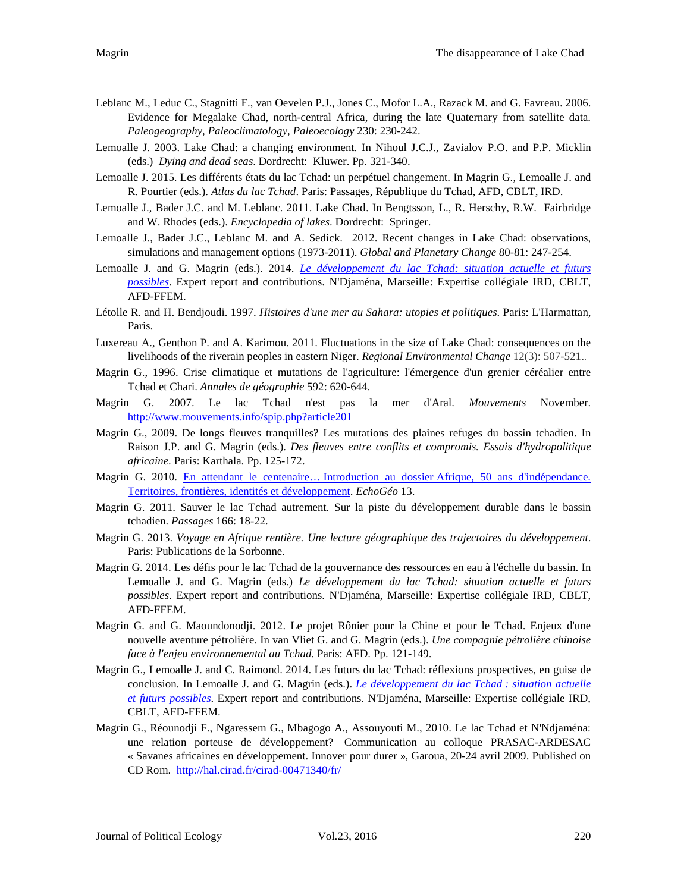Leblanc M., Leduc C., Stagnitti F., van Oevelen P.J., Jones C., Mofor L.A., Razack M. and G. Favreau. 2006. Evidence for Megalake Chad, north-central Africa, during the late Quaternary from satellite data. *Paleogeography, Paleoclimatology, Paleoecology* 230: 230-242.

Lemoalle J. 2003. Lake Chad: a changing environment. In Nihoul J.C.J., Zavialov P.O. and P.P. Micklin (eds.) *Dying and dead seas*. Dordrecht: Kluwer. Pp. 321-340.

Lemoalle J. 2015. Les différents états du lac Tchad: un perpétuel changement. In Magrin G., Lemoalle J. and R. Pourtier (eds.). *Atlas du lac Tchad*. Paris: Passages, République du Tchad, AFD, CBLT, IRD.

Lemoalle J., Bader J.C. and M. Leblanc. 2011. Lake Chad. In Bengtsson, L., R. Herschy, R.W. Fairbridge and W. Rhodes (eds.). *Encyclopedia of lakes*. Dordrecht: Springer.

Lemoalle J., Bader J.C., Leblanc M. and A. Sedick. 2012. Recent changes in Lake Chad: observations, simulations and management options (1973-2011). *Global and Planetary Change* 80-81: 247-254.

Lemoalle J. and G. Magrin (eds.). 2014. *Le développement du lac Tchad: situation actuelle et futurs possibles*. Expert report and contributions. N'Djaména, Marseille: Expertise collégiale IRD, CBLT, AFD-FFEM.

Létolle R. and H. Bendjoudi. 1997. *Histoires d'une mer au Sahara: utopies et politiques*. Paris: L'Harmattan, Paris.

Luxereau A., Genthon P. and A. Karimou. 2011. Fluctuations in the size of Lake Chad: consequences on the livelihoods of the riverain peoples in eastern Niger. *Regional Environmental Change* 12(3): 507-521..

Magrin G., 1996. Crise climatique et mutations de l'agriculture: l'émergence d'un grenier céréalier entre Tchad et Chari. *Annales de géographie* 592: 620-644.

Magrin G. 2007. Le lac Tchad n'est pas la mer d'Aral. *Mouvements* November. http://www.mouvements.info/spip.php?article201

Magrin G., 2009. De longs fleuves tranquilles? Les mutations des plaines refuges du bassin tchadien. In Raison J.P. and G. Magrin (eds.). *Des fleuves entre conflits et compromis. Essais d'hydropolitique africaine*. Paris: Karthala. Pp. 125-172.

Magrin G. 2010. En attendant le centenaire… Introduction au dossier Afrique, 50 ans d'indépendance. Territoires, frontières, identités et développement. *EchoGéo* 13.

Magrin G. 2011. Sauver le lac Tchad autrement. Sur la piste du développement durable dans le bassin tchadien. *Passages* 166: 18-22.

Magrin G. 2013. *Voyage en Afrique rentière. Une lecture géographique des trajectoires du développement*. Paris: Publications de la Sorbonne.

Magrin G. 2014. Les défis pour le lac Tchad de la gouvernance des ressources en eau à l'échelle du bassin. In Lemoalle J. and G. Magrin (eds.) *Le développement du lac Tchad: situation actuelle et futurs possibles*. Expert report and contributions. N'Djaména, Marseille: Expertise collégiale IRD, CBLT, AFD-FFEM.

Magrin G. and G. Maoundonodji. 2012. Le projet Rônier pour la Chine et pour le Tchad. Enjeux d'une nouvelle aventure pétrolière. In van Vliet G. and G. Magrin (eds.). *Une compagnie pétrolière chinoise face à l'enjeu environnemental au Tchad*. Paris: AFD. Pp. 121-149.

Magrin G., Lemoalle J. and C. Raimond. 2014. Les futurs du lac Tchad: réflexions prospectives, en guise de conclusion. In Lemoalle J. and G. Magrin (eds.). *Le développement du lac Tchad : situation actuelle et futurs possibles*. Expert report and contributions. N'Djaména, Marseille: Expertise collégiale IRD, CBLT, AFD-FFEM.

Magrin G., Réounodji F., Ngaressem G., Mbagogo A., Assouyouti M., 2010. Le lac Tchad et N'Ndjaména: une relation porteuse de développement? Communication au colloque PRASAC-ARDESAC « Savanes africaines en développement. Innover pour durer », Garoua, 20-24 avril 2009. Published on CD Rom. http://hal.cirad.fr/cirad-00471340/fr/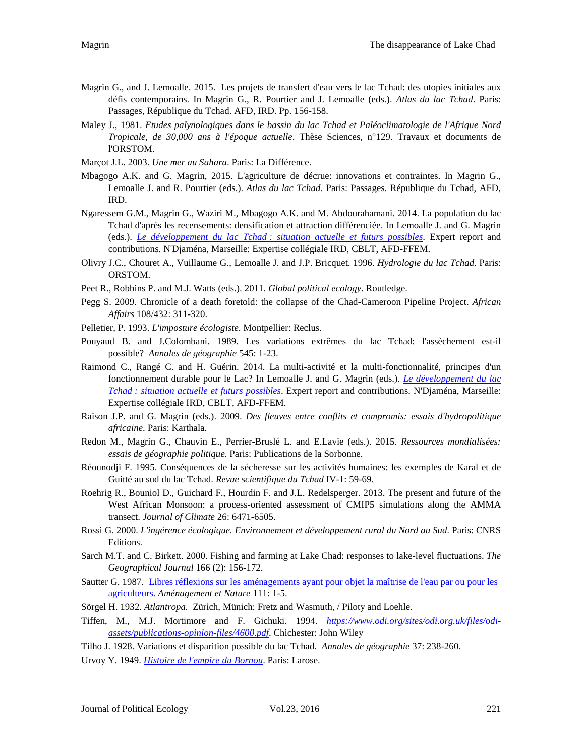Magrin G., and J. Lemoalle. 2015. Les projets de transfert d'eau vers le lac Tchad: des utopies initiales aux défis contemporains. In Magrin G., R. Pourtier and J. Lemoalle (eds.). *Atlas du lac Tchad*. Paris: Passages, République du Tchad. AFD, IRD. Pp. 156-158.

Maley J., 1981. *Etudes palynologiques dans le bassin du lac Tchad et Paléoclimatologie de l'Afrique Nord Tropicale, de 30,000 ans à l'époque actuelle*. Thèse Sciences, n°129. Travaux et documents de l'ORSTOM.

Marçot J.L. 2003. *Une mer au Sahara*. Paris: La Différence.

Mbagogo A.K. and G. Magrin, 2015. L'agriculture de décrue: innovations et contraintes. In Magrin G., Lemoalle J. and R. Pourtier (eds.). *Atlas du lac Tchad*. Paris: Passages. République du Tchad, AFD, IRD.

Ngaressem G.M., Magrin G., Waziri M., Mbagogo A.K. and M. Abdourahamani. 2014. La population du lac Tchad d'après les recensements: densification et attraction différenciée. In Lemoalle J. and G. Magrin (eds.). *Le développement du lac Tchad : situation actuelle et futurs possibles*. Expert report and contributions. N'Djaména, Marseille: Expertise collégiale IRD, CBLT, AFD-FFEM.

Olivry J.C., Chouret A., Vuillaume G., Lemoalle J. and J.P. Bricquet. 1996. *Hydrologie du lac Tchad*. Paris: ORSTOM.

Peet R., Robbins P. and M.J. Watts (eds.). 2011. *Global political ecology*. Routledge.

Pegg S. 2009. Chronicle of a death foretold: the collapse of the Chad-Cameroon Pipeline Project. *African Affairs* 108/432: 311-320.

Pelletier, P. 1993. *L'imposture écologiste*. Montpellier: Reclus.

Pouyaud B. and J.Colombani. 1989. Les variations extrêmes du lac Tchad: l'assèchement est-il possible? *Annales de géographie* 545: 1-23.

Raimond C., Rangé C. and H. Guérin. 2014. La multi-activité et la multi-fonctionnalité, principes d'un fonctionnement durable pour le Lac? In Lemoalle J. and G. Magrin (eds.). *Le développement du lac Tchad : situation actuelle et futurs possibles*. Expert report and contributions. N'Djaména, Marseille: Expertise collégiale IRD, CBLT, AFD-FFEM.

Raison J.P. and G. Magrin (eds.). 2009. *Des fleuves entre conflits et compromis: essais d'hydropolitique africaine*. Paris: Karthala.

Redon M., Magrin G., Chauvin E., Perrier-Bruslé L. and E.Lavie (eds.). 2015. *Ressources mondialisées: essais de géographie politique*. Paris: Publications de la Sorbonne.

Réounodji F. 1995. Conséquences de la sécheresse sur les activités humaines: les exemples de Karal et de Guitté au sud du lac Tchad. *Revue scientifique du Tchad* IV-1: 59-69.

Roehrig R., Bouniol D., Guichard F., Hourdin F. and J.L. Redelsperger. 2013. The present and future of the West African Monsoon: a process-oriented assessment of CMIP5 simulations along the AMMA transect. *Journal of Climate* 26: 6471-6505.

Rossi G. 2000. *L'ingérence écologique. Environnement et développement rural du Nord au Sud*. Paris: CNRS Editions.

Sarch M.T. and C. Birkett. 2000. Fishing and farming at Lake Chad: responses to lake-level fluctuations. *The Geographical Journal* 166 (2): 156-172.

Sautter G. 1987. Libres réflexions sur les aménagements ayant pour objet la maîtrise de l'eau par ou pour les agriculteurs. *Aménagement et Nature* 111: 1-5.

Sörgel H. 1932. *Atlantropa.* Zürich, Münich: Fretz and Wasmuth, / Piloty and Loehle.

Tiffen, M., M.J. Mortimore and F. Gichuki. 1994. *https://www.odi.org/sites/odi.org.uk/files/odi-assets/publications-opinion-files/4600.pdf*. Chichester: John Wiley

Tilho J. 1928. Variations et disparition possible du lac Tchad. *Annales de géographie* 37: 238-260.

Urvoy Y. 1949. *Histoire de l'empire du Bornou*. Paris: Larose.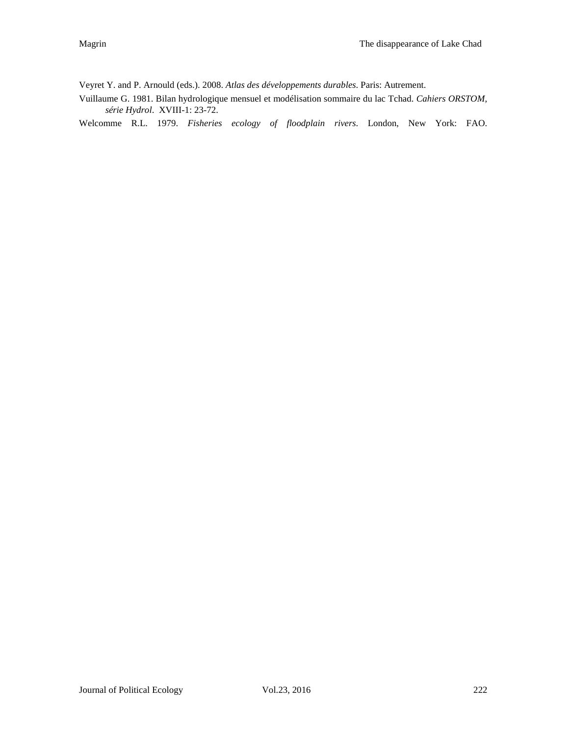Veyret Y. and P. Arnould (eds.). 2008. *Atlas des développements durables*. Paris: Autrement.

Vuillaume G. 1981. Bilan hydrologique mensuel et modélisation sommaire du lac Tchad. *Cahiers ORSTOM, série Hydrol*. XVIII-1: 23-72.

Welcomme R.L. 1979. *Fisheries ecology of floodplain rivers*. London, New York: FAO.